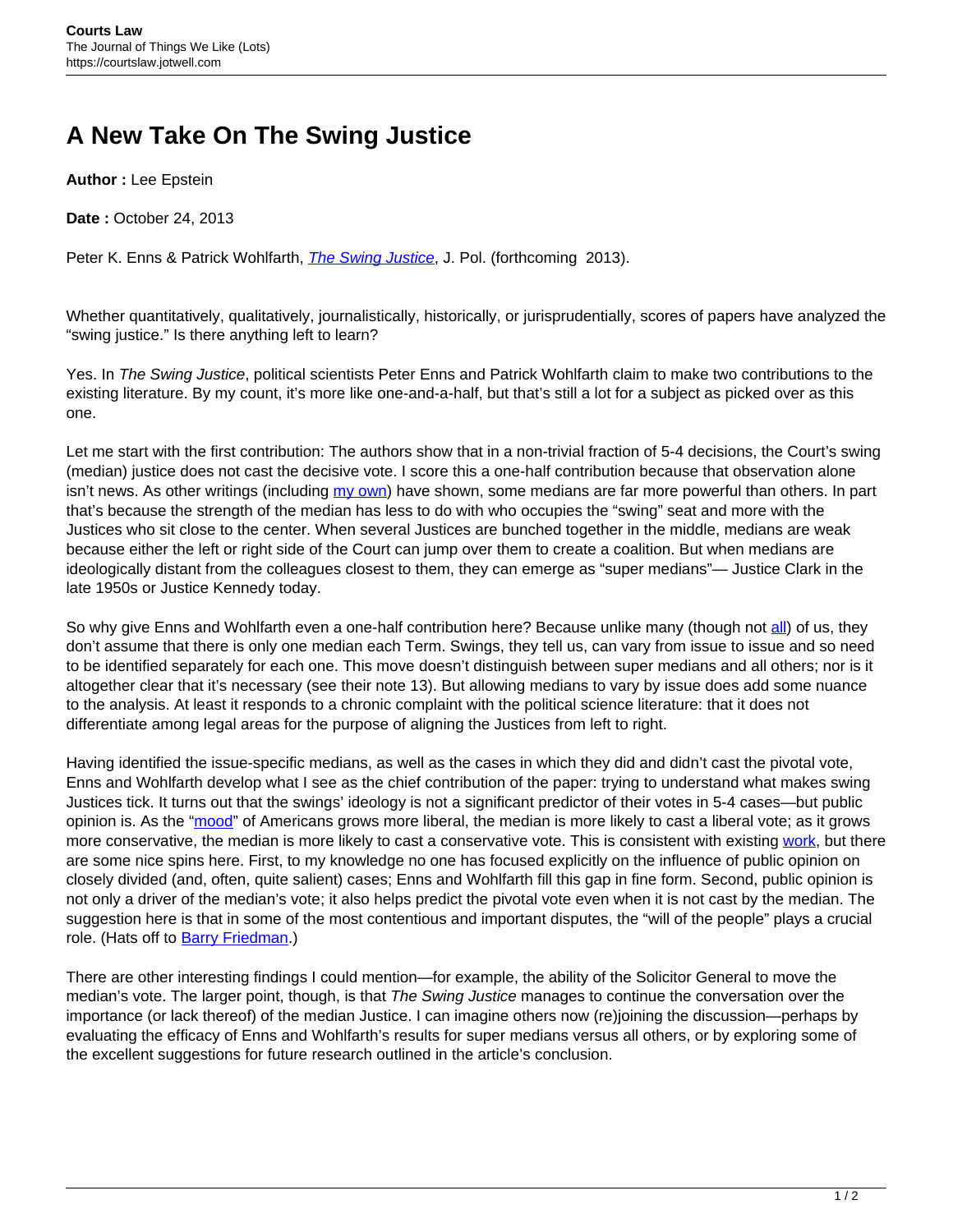# A New Take On The Swing Justice

**Author :** Lee Epstein

**Date :** October 24, 2013

Peter K. Enns & Patrick Wohlfarth, *The Swing Justice*, J. Pol. (forthcoming 2013).

Whether quantitatively, qualitatively, journalistically, historically, or jurisprudentially, scores of papers have analyzed the "swing justice." Is there anything left to learn?

Yes. In *The Swing Justice*, political scientists Peter Enns and Patrick Wohlfarth claim to make two contributions to the existing literature. By my count, it's more like one-and-a-half, but that's still a lot for a subject as picked over as this one.

Let me start with the first contribution: The authors show that in a non-trivial fraction of 5-4 decisions, the Court's swing (median) justice does not cast the decisive vote. I score this a one-half contribution because that observation alone isn't news. As other writings (including my own) have shown, some medians are far more powerful than others. In part that's because the strength of the median has less to do with who occupies the "swing" seat and more with the Justices who sit close to the center. When several Justices are bunched together in the middle, medians are weak because either the left or right side of the Court can jump over them to create a coalition. But when medians are ideologically distant from the colleagues closest to them, they can emerge as "super medians"— Justice Clark in the late 1950s or Justice Kennedy today.

So why give Enns and Wohlfarth even a one-half contribution here? Because unlike many (though not all) of us, they don't assume that there is only one median each Term. Swings, they tell us, can vary from issue to issue and so need to be identified separately for each one. This move doesn't distinguish between super medians and all others; nor is it altogether clear that it's necessary (see their note 13). But allowing medians to vary by issue does add some nuance to the analysis. At least it responds to a chronic complaint with the political science literature: that it does not differentiate among legal areas for the purpose of aligning the Justices from left to right.

Having identified the issue-specific medians, as well as the cases in which they did and didn't cast the pivotal vote, Enns and Wohlfarth develop what I see as the chief contribution of the paper: trying to understand what makes swing Justices tick. It turns out that the swings' ideology is not a significant predictor of their votes in 5-4 cases—but public opinion is. As the "mood" of Americans grows more liberal, the median is more likely to cast a liberal vote; as it grows more conservative, the median is more likely to cast a conservative vote. This is consistent with existing work, but there are some nice spins here. First, to my knowledge no one has focused explicitly on the influence of public opinion on closely divided (and, often, quite salient) cases; Enns and Wohlfarth fill this gap in fine form. Second, public opinion is not only a driver of the median's vote; it also helps predict the pivotal vote even when it is not cast by the median. The suggestion here is that in some of the most contentious and important disputes, the "will of the people" plays a crucial role. (Hats off to Barry Friedman.)

There are other interesting findings I could mention—for example, the ability of the Solicitor General to move the median's vote. The larger point, though, is that *The Swing Justice* manages to continue the conversation over the importance (or lack thereof) of the median Justice. I can imagine others now (re)joining the discussion—perhaps by evaluating the efficacy of Enns and Wohlfarth's results for super medians versus all others, or by exploring some of the excellent suggestions for future research outlined in the article's conclusion.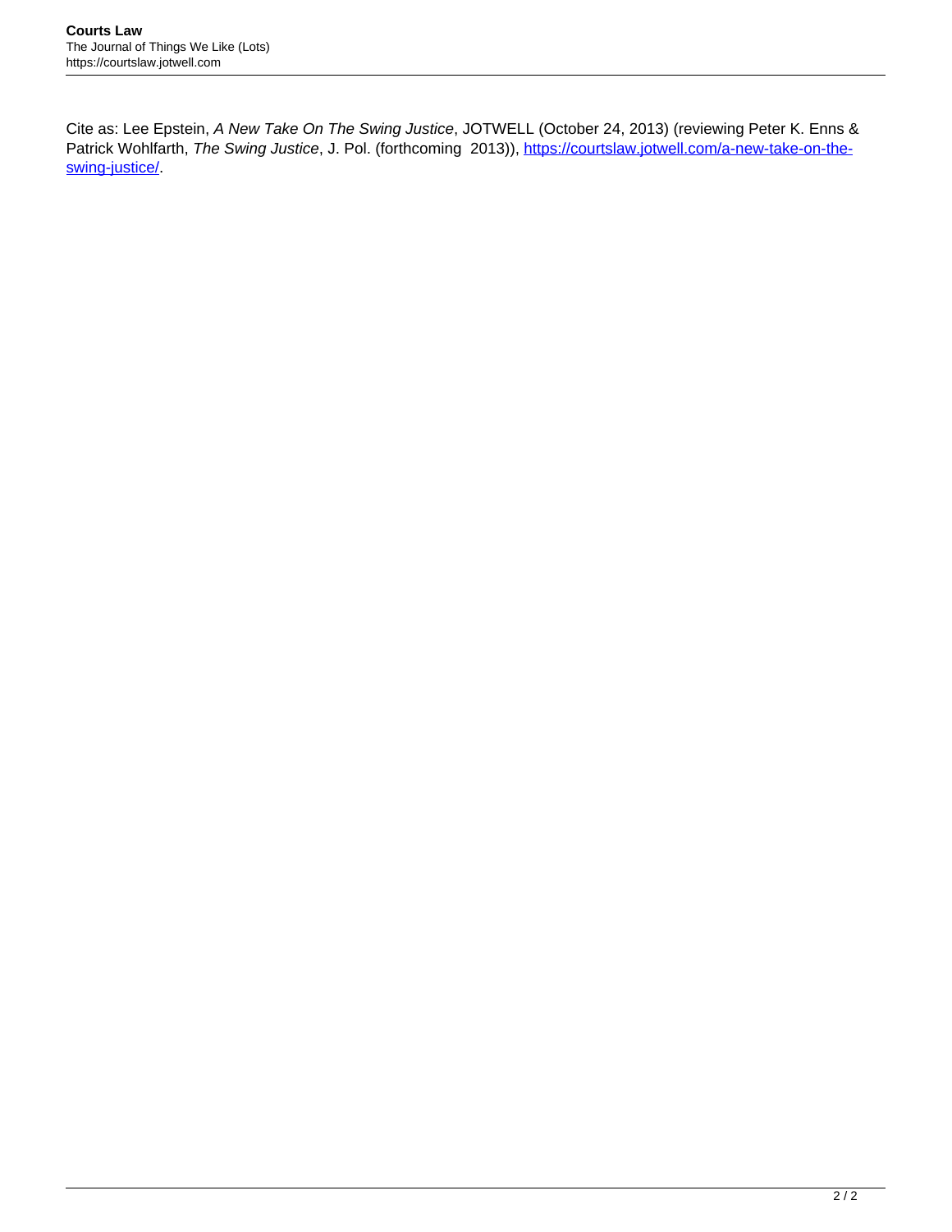Cite as: Lee Epstein, *A New Take On The Swing Justice*, JOTWELL (October 24, 2013) (reviewing Peter K. Enns & Patrick Wohlfarth, *The Swing Justice*, J. Pol. (forthcoming 2013)), [https://courtslaw.jotwell.com/a-new-take-on-the-swing-justice/](https://courtslaw.jotwell.com/a-new-take-on-the-swing-justice/).